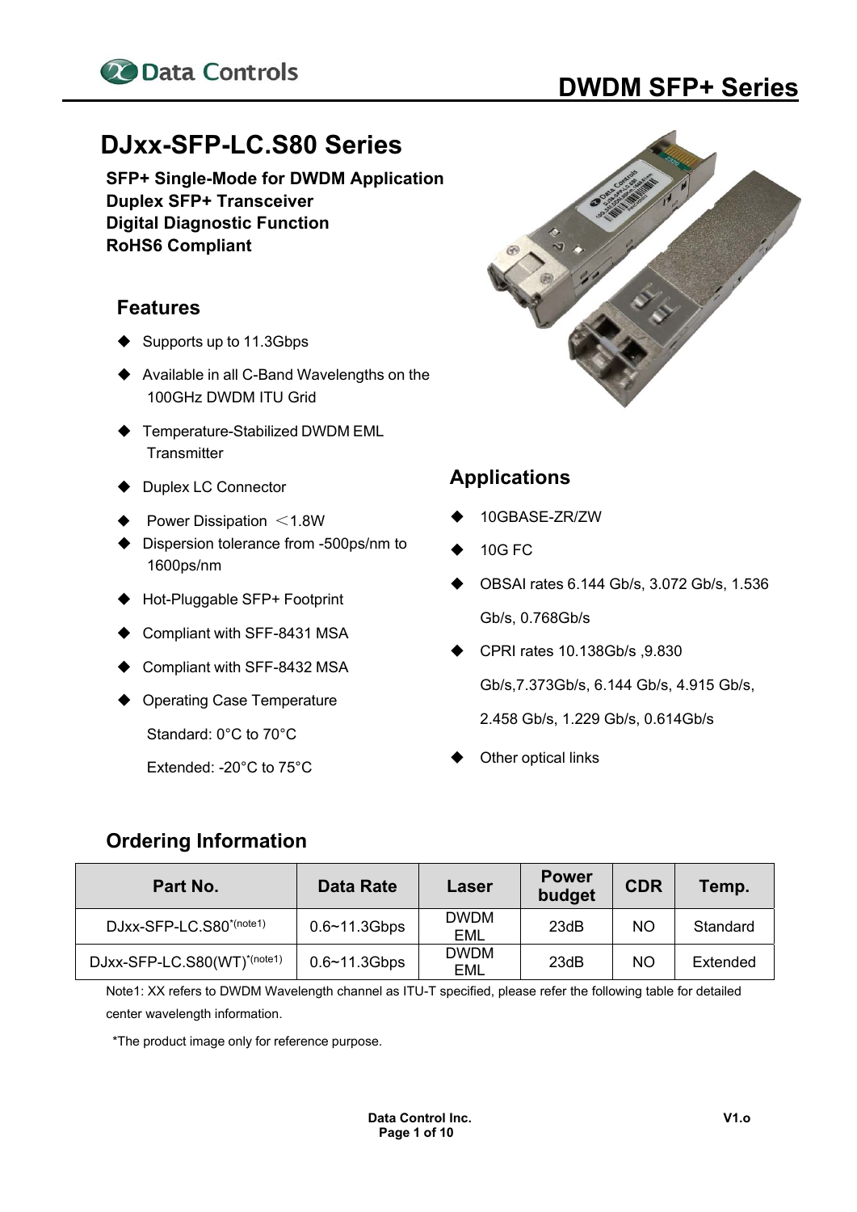# DJxx-SFP-LC.S80 Series

**SFP+ Single-Mode for DWDM Application**
**Duplex SFP+ Transceiver**
**Digital Diagnostic Function**
**RoHS6 Compliant**

## Features

- Supports up to 11.3Gbps
- Available in all C-Band Wavelengths on the 100GHz DWDM ITU Grid
- Temperature-Stabilized DWDM EML Transmitter
- Duplex LC Connector
- Power Dissipation ＜1.8W
- Dispersion tolerance from -500ps/nm to 1600ps/nm
- Hot-Pluggable SFP+ Footprint
- Compliant with SFF-8431 MSA
- Compliant with SFF-8432 MSA
- Operating Case Temperature
  Standard: 0°C to 70°C
  Extended: -20°C to 75°C

## Applications

- 10GBASE-ZR/ZW
- 10G FC
- OBSAI rates 6.144 Gb/s, 3.072 Gb/s, 1.536 Gb/s, 0.768Gb/s
- CPRI rates 10.138Gb/s ,9.830 Gb/s,7.373Gb/s, 6.144 Gb/s, 4.915 Gb/s, 2.458 Gb/s, 1.229 Gb/s, 0.614Gb/s
- Other optical links

## Ordering Information

| Part No. | Data Rate | Laser | Power budget | CDR | Temp. |
|---|---|---|---|---|---|
| DJxx-SFP-LC.S80*(note1) | 0.6~11.3Gbps | DWDM EML | 23dB | NO | Standard |
| DJxx-SFP-LC.S80(WT)*(note1) | 0.6~11.3Gbps | DWDM EML | 23dB | NO | Extended |

Note1: XX refers to DWDM Wavelength channel as ITU-T specified, please refer the following table for detailed center wavelength information.

*The product image only for reference purpose.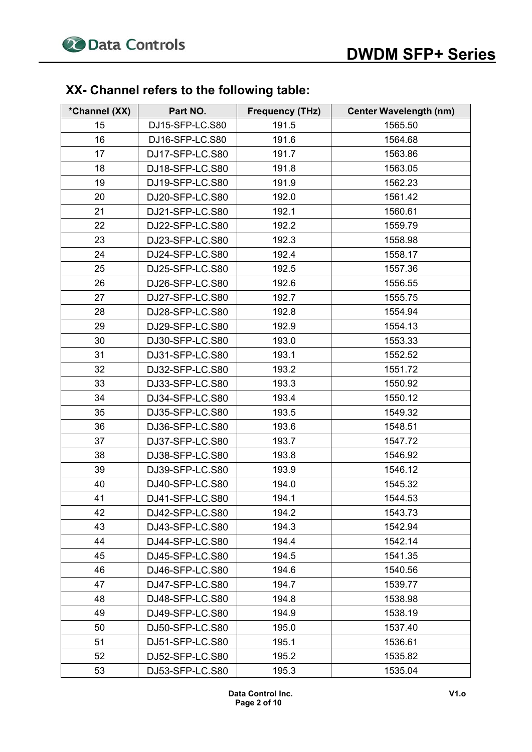## XX- Channel refers to the following table:

| *Channel (XX) | Part NO. | Frequency (THz) | Center Wavelength (nm) |
|---|---|---|---|
| 15 | DJ15-SFP-LC.S80 | 191.5 | 1565.50 |
| 16 | DJ16-SFP-LC.S80 | 191.6 | 1564.68 |
| 17 | DJ17-SFP-LC.S80 | 191.7 | 1563.86 |
| 18 | DJ18-SFP-LC.S80 | 191.8 | 1563.05 |
| 19 | DJ19-SFP-LC.S80 | 191.9 | 1562.23 |
| 20 | DJ20-SFP-LC.S80 | 192.0 | 1561.42 |
| 21 | DJ21-SFP-LC.S80 | 192.1 | 1560.61 |
| 22 | DJ22-SFP-LC.S80 | 192.2 | 1559.79 |
| 23 | DJ23-SFP-LC.S80 | 192.3 | 1558.98 |
| 24 | DJ24-SFP-LC.S80 | 192.4 | 1558.17 |
| 25 | DJ25-SFP-LC.S80 | 192.5 | 1557.36 |
| 26 | DJ26-SFP-LC.S80 | 192.6 | 1556.55 |
| 27 | DJ27-SFP-LC.S80 | 192.7 | 1555.75 |
| 28 | DJ28-SFP-LC.S80 | 192.8 | 1554.94 |
| 29 | DJ29-SFP-LC.S80 | 192.9 | 1554.13 |
| 30 | DJ30-SFP-LC.S80 | 193.0 | 1553.33 |
| 31 | DJ31-SFP-LC.S80 | 193.1 | 1552.52 |
| 32 | DJ32-SFP-LC.S80 | 193.2 | 1551.72 |
| 33 | DJ33-SFP-LC.S80 | 193.3 | 1550.92 |
| 34 | DJ34-SFP-LC.S80 | 193.4 | 1550.12 |
| 35 | DJ35-SFP-LC.S80 | 193.5 | 1549.32 |
| 36 | DJ36-SFP-LC.S80 | 193.6 | 1548.51 |
| 37 | DJ37-SFP-LC.S80 | 193.7 | 1547.72 |
| 38 | DJ38-SFP-LC.S80 | 193.8 | 1546.92 |
| 39 | DJ39-SFP-LC.S80 | 193.9 | 1546.12 |
| 40 | DJ40-SFP-LC.S80 | 194.0 | 1545.32 |
| 41 | DJ41-SFP-LC.S80 | 194.1 | 1544.53 |
| 42 | DJ42-SFP-LC.S80 | 194.2 | 1543.73 |
| 43 | DJ43-SFP-LC.S80 | 194.3 | 1542.94 |
| 44 | DJ44-SFP-LC.S80 | 194.4 | 1542.14 |
| 45 | DJ45-SFP-LC.S80 | 194.5 | 1541.35 |
| 46 | DJ46-SFP-LC.S80 | 194.6 | 1540.56 |
| 47 | DJ47-SFP-LC.S80 | 194.7 | 1539.77 |
| 48 | DJ48-SFP-LC.S80 | 194.8 | 1538.98 |
| 49 | DJ49-SFP-LC.S80 | 194.9 | 1538.19 |
| 50 | DJ50-SFP-LC.S80 | 195.0 | 1537.40 |
| 51 | DJ51-SFP-LC.S80 | 195.1 | 1536.61 |
| 52 | DJ52-SFP-LC.S80 | 195.2 | 1535.82 |
| 53 | DJ53-SFP-LC.S80 | 195.3 | 1535.04 |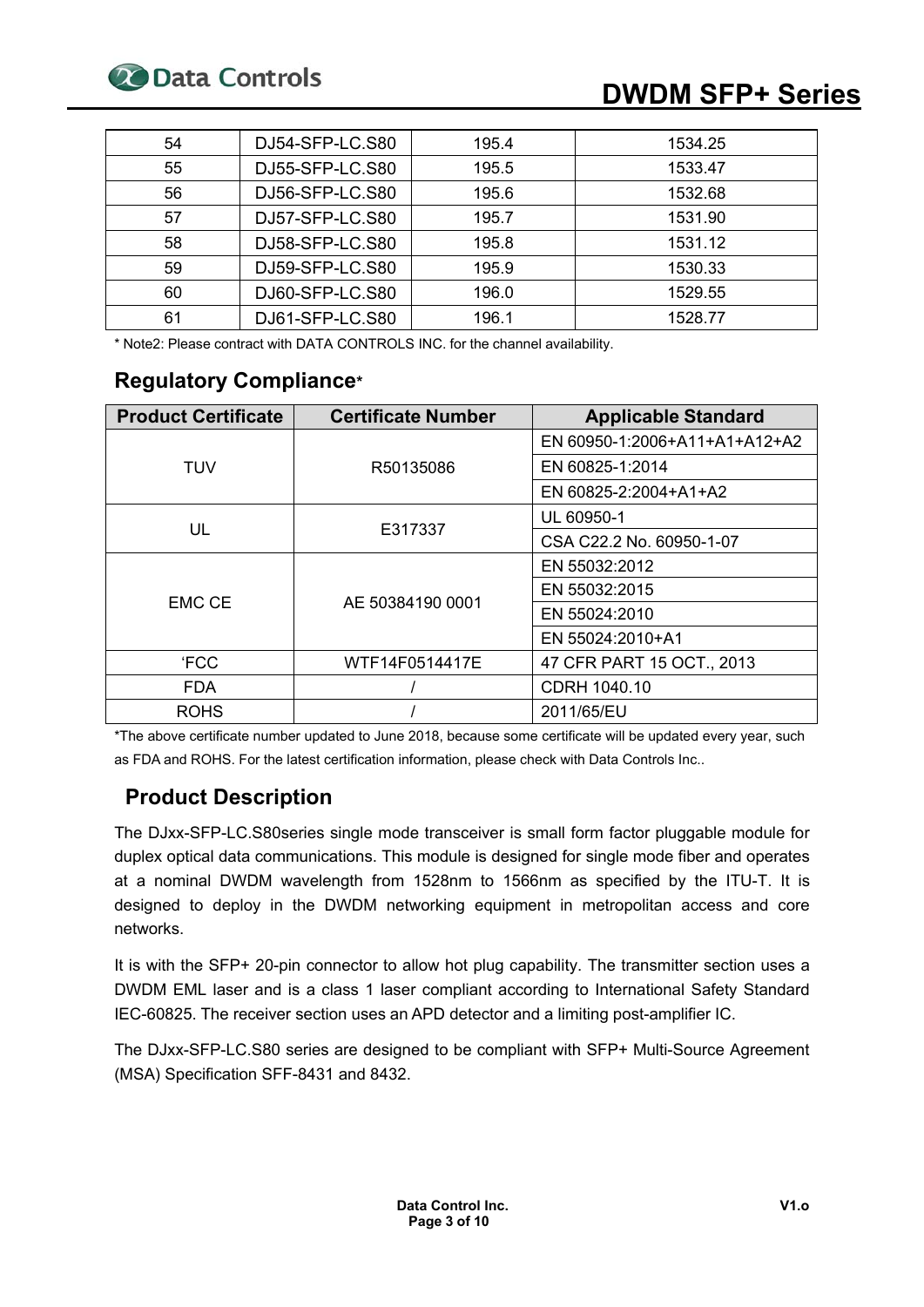| 54 | DJ54-SFP-LC.S80 | 195.4 | 1534.25 |
|---|---|---|---|
| 55 | DJ55-SFP-LC.S80 | 195.5 | 1533.47 |
| 56 | DJ56-SFP-LC.S80 | 195.6 | 1532.68 |
| 57 | DJ57-SFP-LC.S80 | 195.7 | 1531.90 |
| 58 | DJ58-SFP-LC.S80 | 195.8 | 1531.12 |
| 59 | DJ59-SFP-LC.S80 | 195.9 | 1530.33 |
| 60 | DJ60-SFP-LC.S80 | 196.0 | 1529.55 |
| 61 | DJ61-SFP-LC.S80 | 196.1 | 1528.77 |

* Note2: Please contract with DATA CONTROLS INC. for the channel availability.

## Regulatory Compliance*

| Product Certificate | Certificate Number | Applicable Standard |
|---|---|---|
| TUV | R50135086 | EN 60950-1:2006+A11+A1+A12+A2 |
| | | EN 60825-1:2014 |
| | | EN 60825-2:2004+A1+A2 |
| UL | E317337 | UL 60950-1 |
| | | CSA C22.2 No. 60950-1-07 |
| EMC CE | AE 50384190 0001 | EN 55032:2012 |
| | | EN 55032:2015 |
| | | EN 55024:2010 |
| | | EN 55024:2010+A1 |
| 'FCC | WTF14F0514417E | 47 CFR PART 15 OCT., 2013 |
| FDA | / | CDRH 1040.10 |
| ROHS | / | 2011/65/EU |

*The above certificate number updated to June 2018, because some certificate will be updated every year, such as FDA and ROHS. For the latest certification information, please check with Data Controls Inc..

## Product Description

The DJxx-SFP-LC.S80series single mode transceiver is small form factor pluggable module for duplex optical data communications. This module is designed for single mode fiber and operates at a nominal DWDM wavelength from 1528nm to 1566nm as specified by the ITU-T. It is designed to deploy in the DWDM networking equipment in metropolitan access and core networks.

It is with the SFP+ 20-pin connector to allow hot plug capability. The transmitter section uses a DWDM EML laser and is a class 1 laser compliant according to International Safety Standard IEC-60825. The receiver section uses an APD detector and a limiting post-amplifier IC.

The DJxx-SFP-LC.S80 series are designed to be compliant with SFP+ Multi-Source Agreement (MSA) Specification SFF-8431 and 8432.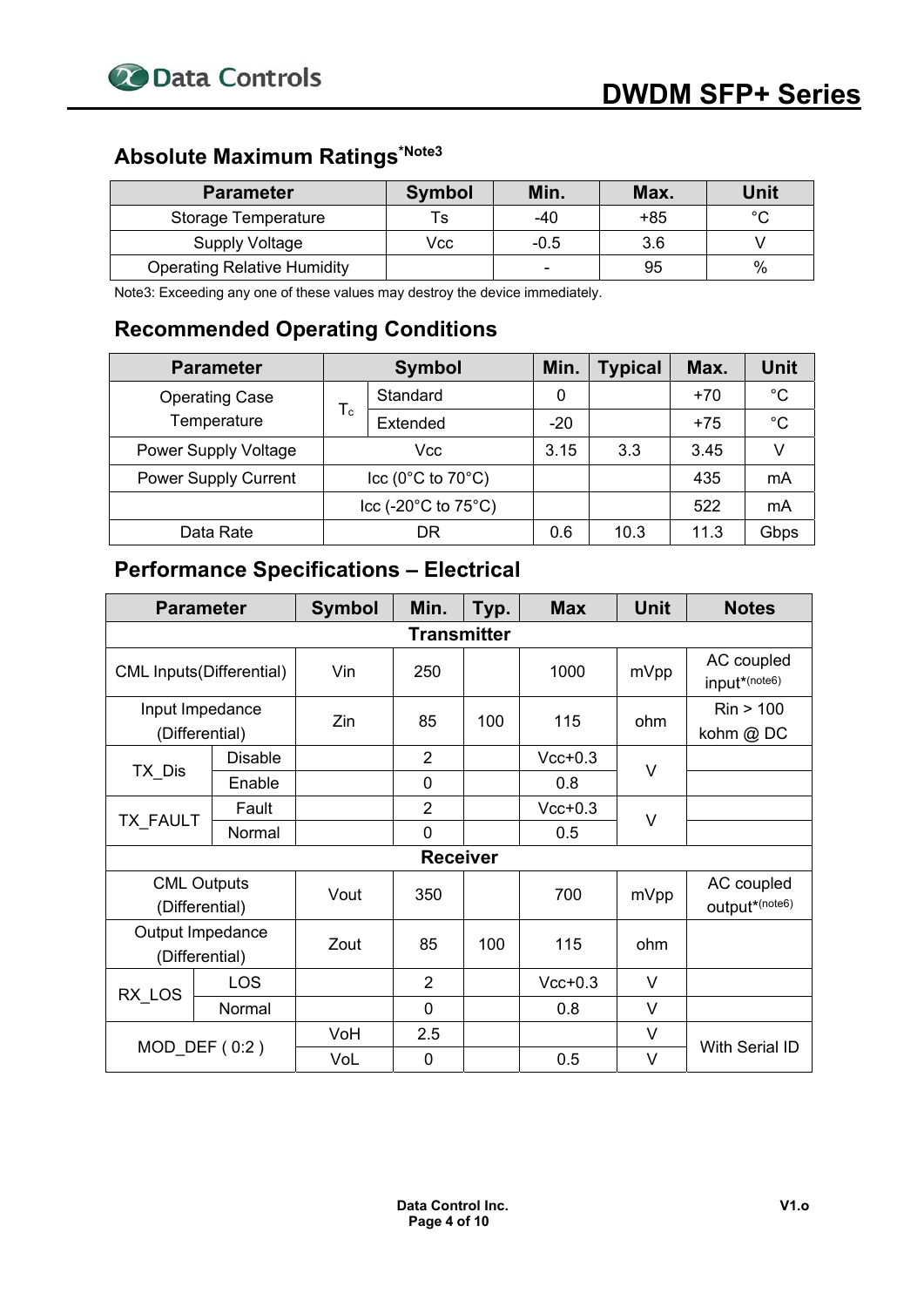## Absolute Maximum Ratings*Note3

| Parameter | Symbol | Min. | Max. | Unit |
|---|---|---|---|---|
| Storage Temperature | Ts | -40 | +85 | °C |
| Supply Voltage | Vcc | -0.5 | 3.6 | V |
| Operating Relative Humidity | | - | 95 | % |

Note3: Exceeding any one of these values may destroy the device immediately.

## Recommended Operating Conditions

| Parameter | Symbol | | Min. | Typical | Max. | Unit |
|---|---|---|---|---|---|---|
| Operating Case Temperature | $T_c$ | Standard | 0 | | +70 | °C |
| | | Extended | -20 | | +75 | °C |
| Power Supply Voltage | Vcc | | 3.15 | 3.3 | 3.45 | V |
| Power Supply Current | Icc (0°C to 70°C) | | | | 435 | mA |
| | Icc (-20°C to 75°C) | | | | 522 | mA |
| Data Rate | DR | | 0.6 | 10.3 | 11.3 | Gbps |

## Performance Specifications – Electrical

| Parameter | | Symbol | Min. | Typ. | Max | Unit | Notes |
|---|---|---|---|---|---|---|---|
| **Transmitter** | | | | | | | |
| CML Inputs(Differential) | | Vin | 250 | | 1000 | mVpp | AC coupled input*(note6) |
| Input Impedance (Differential) | | Zin | 85 | 100 | 115 | ohm | Rin > 100 kohm @ DC |
| TX_Dis | Disable | | 2 | | Vcc+0.3 | V | |
| | Enable | | 0 | | 0.8 | | |
| TX_FAULT | Fault | | 2 | | Vcc+0.3 | V | |
| | Normal | | 0 | | 0.5 | | |
| **Receiver** | | | | | | | |
| CML Outputs (Differential) | | Vout | 350 | | 700 | mVpp | AC coupled output*(note6) |
| Output Impedance (Differential) | | Zout | 85 | 100 | 115 | ohm | |
| RX_LOS | LOS | | 2 | | Vcc+0.3 | V | |
| | Normal | | 0 | | 0.8 | V | |
| MOD_DEF ( 0:2 ) | | VoH | 2.5 | | | V | With Serial ID |
| | | VoL | 0 | | 0.5 | V | |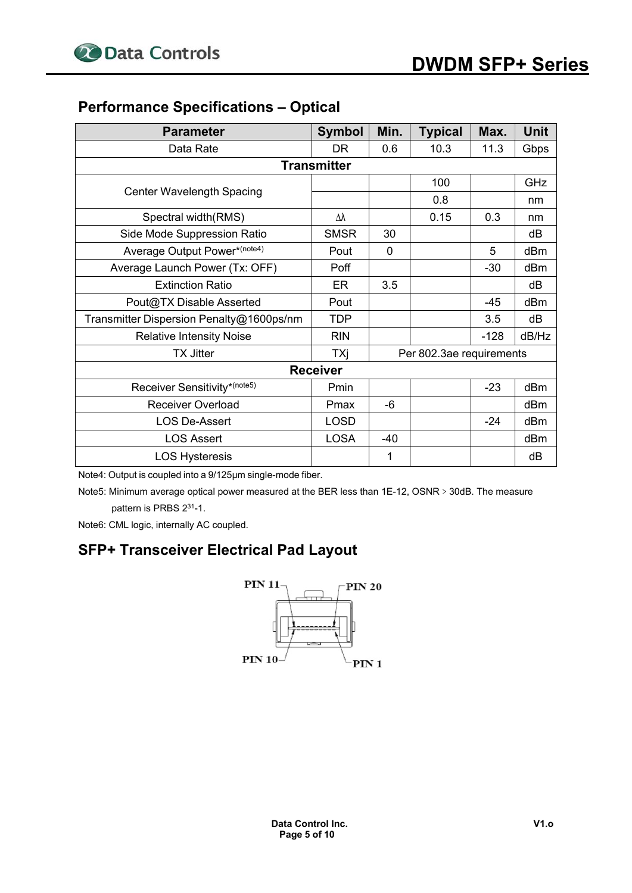## Performance Specifications – Optical

| Parameter | Symbol | Min. | Typical | Max. | Unit |
|---|---|---|---|---|---|
| Data Rate | DR | 0.6 | 10.3 | 11.3 | Gbps |
| **Transmitter** | | | | | |
| Center Wavelength Spacing | | | 100 | | GHz |
| | | | 0.8 | | nm |
| Spectral width(RMS) | Δλ | | 0.15 | 0.3 | nm |
| Side Mode Suppression Ratio | SMSR | 30 | | | dB |
| Average Output Power*(note4) | Pout | 0 | | 5 | dBm |
| Average Launch Power (Tx: OFF) | Poff | | | -30 | dBm |
| Extinction Ratio | ER | 3.5 | | | dB |
| Pout@TX Disable Asserted | Pout | | | -45 | dBm |
| Transmitter Dispersion Penalty@1600ps/nm | TDP | | | 3.5 | dB |
| Relative Intensity Noise | RIN | | | -128 | dB/Hz |
| TX Jitter | TXj | Per 802.3ae requirements | | | |
| **Receiver** | | | | | |
| Receiver Sensitivity*(note5) | Pmin | | | -23 | dBm |
| Receiver Overload | Pmax | -6 | | | dBm |
| LOS De-Assert | LOSD | | | -24 | dBm |
| LOS Assert | LOSA | -40 | | | dBm |
| LOS Hysteresis | | 1 | | | dB |

Note4: Output is coupled into a 9/125μm single-mode fiber.

Note5: Minimum average optical power measured at the BER less than 1E-12, OSNR > 30dB. The measure pattern is PRBS $2^{31}$-1.

Note6: CML logic, internally AC coupled.

## SFP+ Transceiver Electrical Pad Layout

PIN 11 PIN 20

PIN 10 PIN 1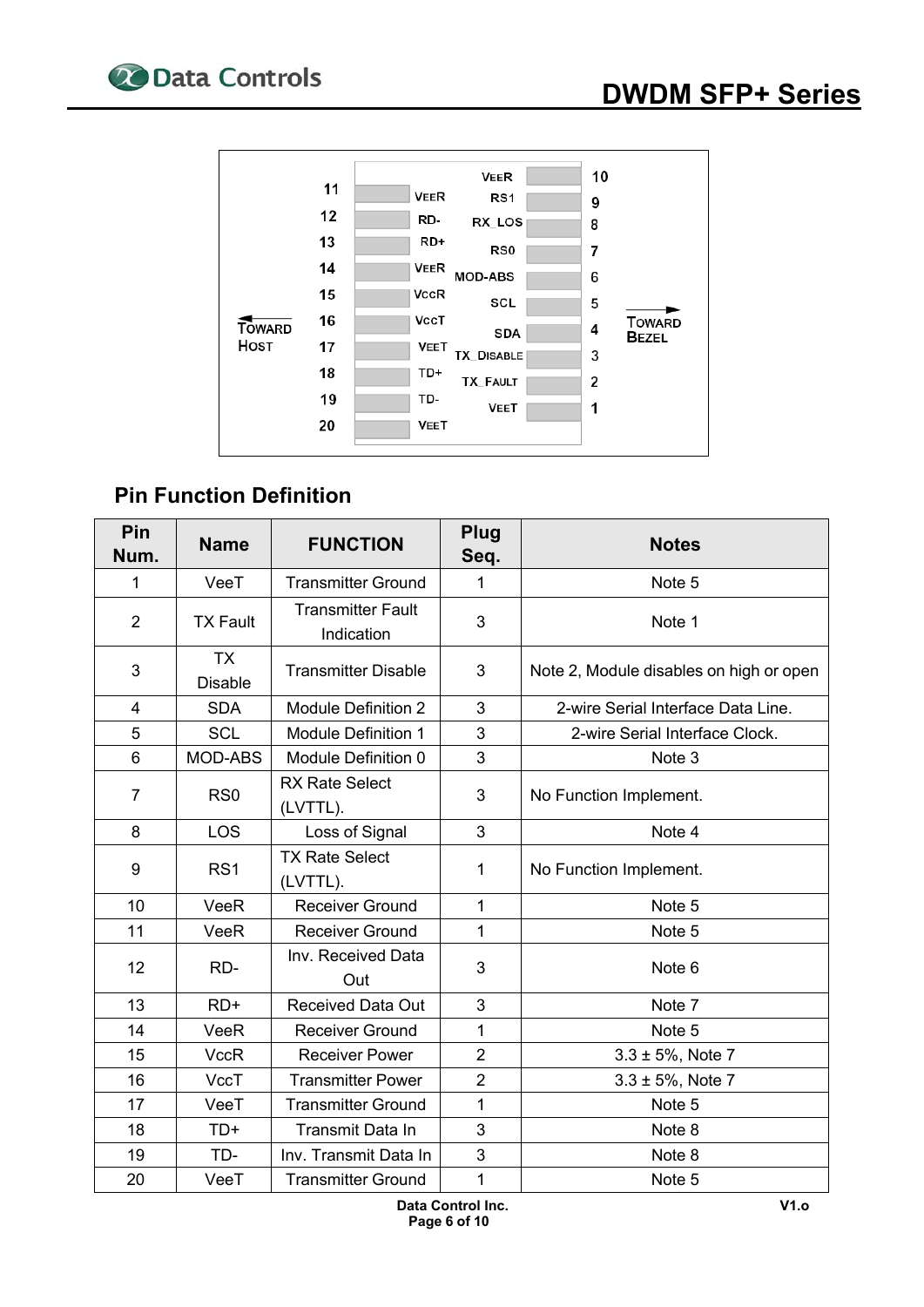| | | | | |
|---|---|---|---|---|
| | 11 | VEER | VEER | 10 |
| | 12 | RD- | RS1 | 9 |
| | 13 | RD+ | RX_LOS | 8 |
| | 14 | VEER | RS0 | 7 |
| | 15 | VCCR | MOD-ABS | 6 |
| TOWARD HOST | 16 | VCCT | SCL | 5 |
| | 17 | VEET | SDA | 4 |
| | 18 | TD+ | TX_DISABLE | 3 |
| | 19 | TD- | TX_FAULT | 2 |
| | 20 | VEET | VEET | 1 |

TOWARD BEZEL

## Pin Function Definition

| Pin Num. | Name | FUNCTION | Plug Seq. | Notes |
|---|---|---|---|---|
| 1 | VeeT | Transmitter Ground | 1 | Note 5 |
| 2 | TX Fault | Transmitter Fault Indication | 3 | Note 1 |
| 3 | TX Disable | Transmitter Disable | 3 | Note 2, Module disables on high or open |
| 4 | SDA | Module Definition 2 | 3 | 2-wire Serial Interface Data Line. |
| 5 | SCL | Module Definition 1 | 3 | 2-wire Serial Interface Clock. |
| 6 | MOD-ABS | Module Definition 0 | 3 | Note 3 |
| 7 | RS0 | RX Rate Select (LVTTL). | 3 | No Function Implement. |
| 8 | LOS | Loss of Signal | 3 | Note 4 |
| 9 | RS1 | TX Rate Select (LVTTL). | 1 | No Function Implement. |
| 10 | VeeR | Receiver Ground | 1 | Note 5 |
| 11 | VeeR | Receiver Ground | 1 | Note 5 |
| 12 | RD- | Inv. Received Data Out | 3 | Note 6 |
| 13 | RD+ | Received Data Out | 3 | Note 7 |
| 14 | VeeR | Receiver Ground | 1 | Note 5 |
| 15 | VccR | Receiver Power | 2 | 3.3 ± 5%, Note 7 |
| 16 | VccT | Transmitter Power | 2 | 3.3 ± 5%, Note 7 |
| 17 | VeeT | Transmitter Ground | 1 | Note 5 |
| 18 | TD+ | Transmit Data In | 3 | Note 8 |
| 19 | TD- | Inv. Transmit Data In | 3 | Note 8 |
| 20 | VeeT | Transmitter Ground | 1 | Note 5 |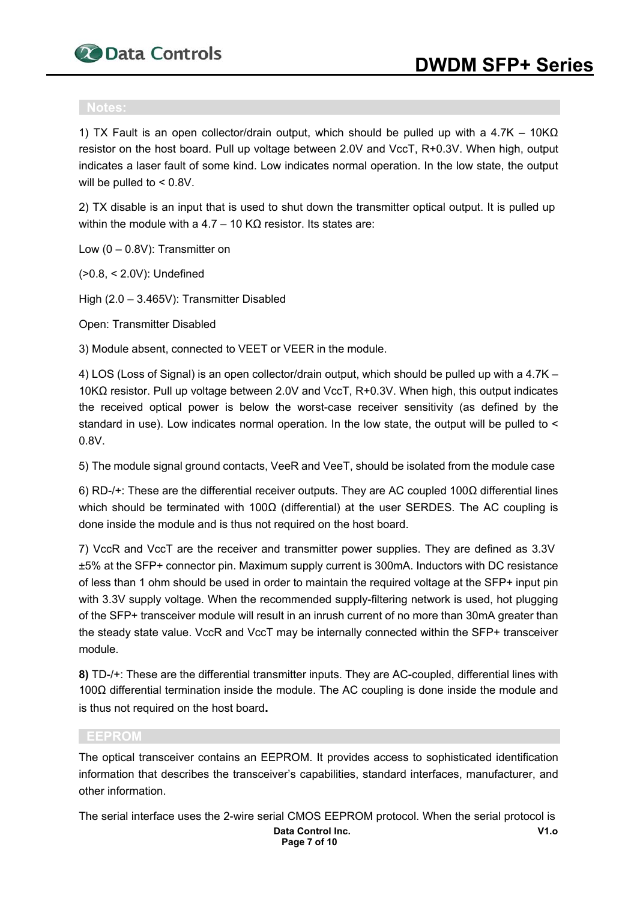## Notes:

1) TX Fault is an open collector/drain output, which should be pulled up with a 4.7K – 10KΩ resistor on the host board. Pull up voltage between 2.0V and VccT, R+0.3V. When high, output indicates a laser fault of some kind. Low indicates normal operation. In the low state, the output will be pulled to < 0.8V.

2) TX disable is an input that is used to shut down the transmitter optical output. It is pulled up within the module with a 4.7 – 10 KΩ resistor. Its states are:

Low (0 – 0.8V): Transmitter on

(>0.8, < 2.0V): Undefined

High (2.0 – 3.465V): Transmitter Disabled

Open: Transmitter Disabled

3) Module absent, connected to VEET or VEER in the module.

4) LOS (Loss of Signal) is an open collector/drain output, which should be pulled up with a 4.7K – 10KΩ resistor. Pull up voltage between 2.0V and VccT, R+0.3V. When high, this output indicates the received optical power is below the worst-case receiver sensitivity (as defined by the standard in use). Low indicates normal operation. In the low state, the output will be pulled to < 0.8V.

5) The module signal ground contacts, VeeR and VeeT, should be isolated from the module case

6) RD-/+: These are the differential receiver outputs. They are AC coupled 100Ω differential lines which should be terminated with 100Ω (differential) at the user SERDES. The AC coupling is done inside the module and is thus not required on the host board.

7) VccR and VccT are the receiver and transmitter power supplies. They are defined as 3.3V ±5% at the SFP+ connector pin. Maximum supply current is 300mA. Inductors with DC resistance of less than 1 ohm should be used in order to maintain the required voltage at the SFP+ input pin with 3.3V supply voltage. When the recommended supply-filtering network is used, hot plugging of the SFP+ transceiver module will result in an inrush current of no more than 30mA greater than the steady state value. VccR and VccT may be internally connected within the SFP+ transceiver module.

**8)** TD-/+: These are the differential transmitter inputs. They are AC-coupled, differential lines with 100Ω differential termination inside the module. The AC coupling is done inside the module and is thus not required on the host board**.**

## EEPROM

The optical transceiver contains an EEPROM. It provides access to sophisticated identification information that describes the transceiver's capabilities, standard interfaces, manufacturer, and other information.

The serial interface uses the 2-wire serial CMOS EEPROM protocol. When the serial protocol is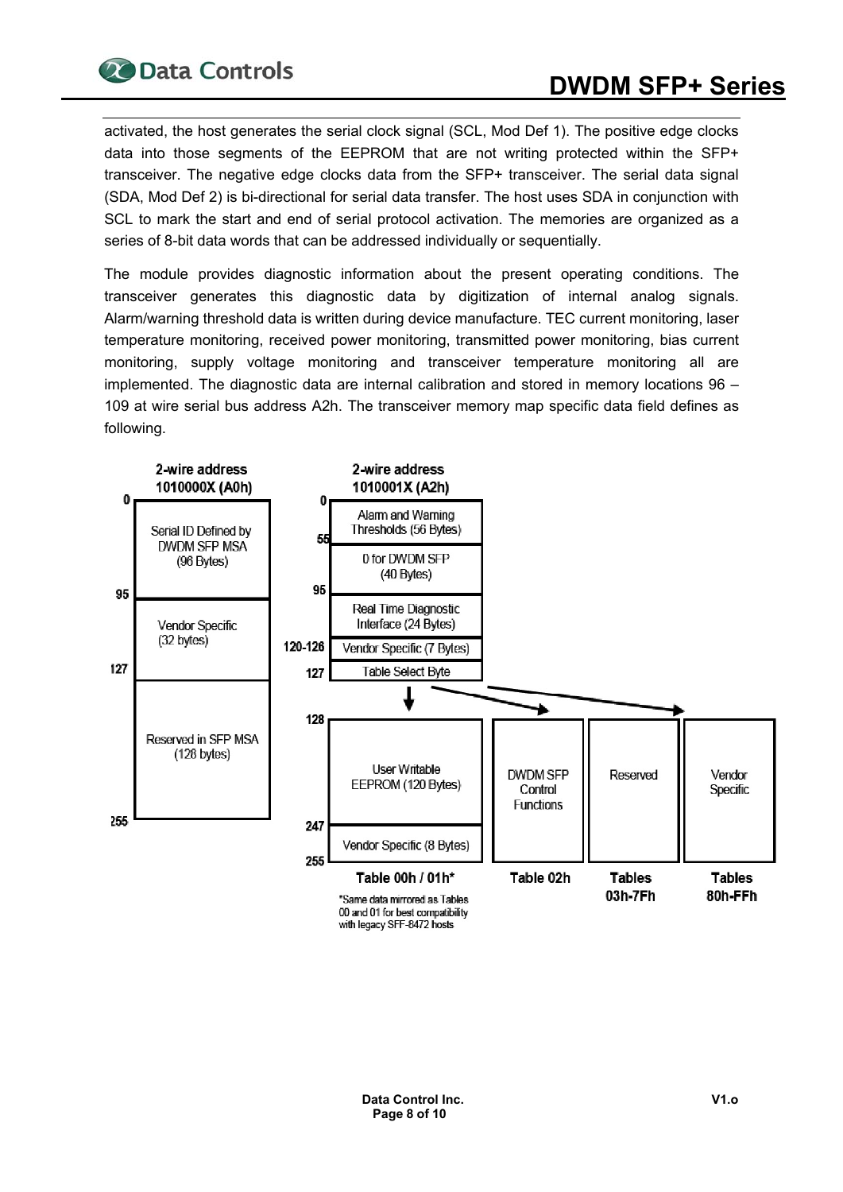activated, the host generates the serial clock signal (SCL, Mod Def 1). The positive edge clocks data into those segments of the EEPROM that are not writing protected within the SFP+ transceiver. The negative edge clocks data from the SFP+ transceiver. The serial data signal (SDA, Mod Def 2) is bi-directional for serial data transfer. The host uses SDA in conjunction with SCL to mark the start and end of serial protocol activation. The memories are organized as a series of 8-bit data words that can be addressed individually or sequentially.

The module provides diagnostic information about the present operating conditions. The transceiver generates this diagnostic data by digitization of internal analog signals. Alarm/warning threshold data is written during device manufacture. TEC current monitoring, laser temperature monitoring, received power monitoring, transmitted power monitoring, bias current monitoring, supply voltage monitoring and transceiver temperature monitoring all are implemented. The diagnostic data are internal calibration and stored in memory locations 96 – 109 at wire serial bus address A2h. The transceiver memory map specific data field defines as following.

**2-wire address 1010000X (A0h)**

| Address | Content |
| --- | --- |
| 0–95 | Serial ID Defined by DWDM SFP MSA (96 Bytes) |
| 95–127 | Vendor Specific (32 bytes) |
| 127–255 | Reserved in SFP MSA (128 bytes) |

**2-wire address 1010001X (A2h)**

| Address | Content |
| --- | --- |
| 0–55 | Alarm and Warning Thresholds (56 Bytes) |
| 55–95 | 0 for DWDM SFP (40 Bytes) |
| 95–120 | Real Time Diagnostic Interface (24 Bytes) |
| 120-126 | Vendor Specific (7 Bytes) |
| 127 | Table Select Byte |

Table Select Byte selects the upper memory (128–255):

| Table | Content |
| --- | --- |
| Table 00h / 01h* | 128–247: User Writable EEPROM (120 Bytes); 247–255: Vendor Specific (8 Bytes) |
| Table 02h | DWDM SFP Control Functions |
| Tables 03h-7Fh | Reserved |
| Tables 80h-FFh | Vendor Specific |

*Same data mirrored as Tables 00 and 01 for best compatibility with legacy SFF-8472 hosts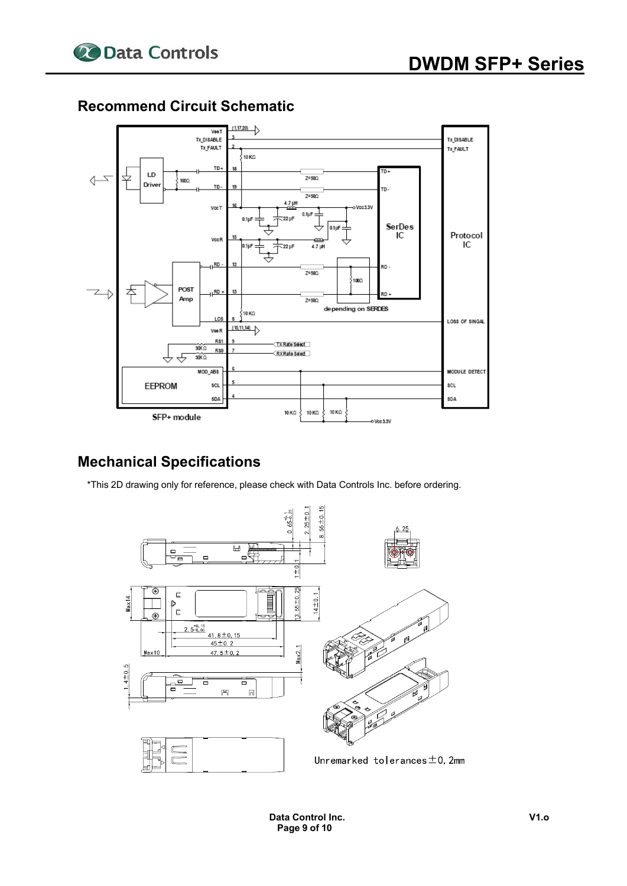## Recommend Circuit Schematic

## Mechanical Specifications

*This 2D drawing only for reference, please check with Data Controls Inc. before ordering.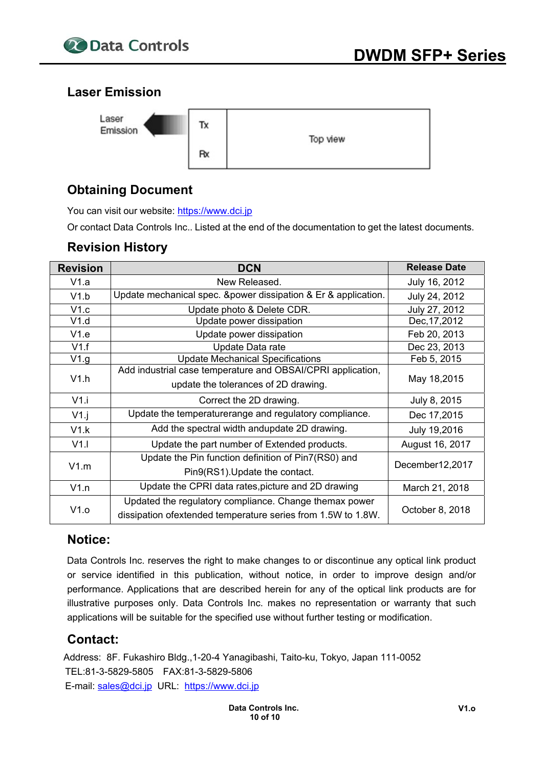## Laser Emission

Laser Emission

Tx

Rx

Top view

## Obtaining Document

You can visit our website: https://www.dci.jp

Or contact Data Controls Inc.. Listed at the end of the documentation to get the latest documents.

## Revision History

| Revision | DCN | Release Date |
|---|---|---|
| V1.a | New Released. | July 16, 2012 |
| V1.b | Update mechanical spec. &power dissipation & Er & application. | July 24, 2012 |
| V1.c | Update photo & Delete CDR. | July 27, 2012 |
| V1.d | Update power dissipation | Dec,17,2012 |
| V1.e | Update power dissipation | Feb 20, 2013 |
| V1.f | Update Data rate | Dec 23, 2013 |
| V1.g | Update Mechanical Specifications | Feb 5, 2015 |
| V1.h | Add industrial case temperature and OBSAI/CPRI application, update the tolerances of 2D drawing. | May 18,2015 |
| V1.i | Correct the 2D drawing. | July 8, 2015 |
| V1.j | Update the temperaturerange and regulatory compliance. | Dec 17,2015 |
| V1.k | Add the spectral width andupdate 2D drawing. | July 19,2016 |
| V1.l | Update the part number of Extended products. | August 16, 2017 |
| V1.m | Update the Pin function definition of Pin7(RS0) and Pin9(RS1).Update the contact. | December12,2017 |
| V1.n | Update the CPRI data rates,picture and 2D drawing | March 21, 2018 |
| V1.o | Updated the regulatory compliance. Change themax power dissipation ofextended temperature series from 1.5W to 1.8W. | October 8, 2018 |

## Notice:

Data Controls Inc. reserves the right to make changes to or discontinue any optical link product or service identified in this publication, without notice, in order to improve design and/or performance. Applications that are described herein for any of the optical link products are for illustrative purposes only. Data Controls Inc. makes no representation or warranty that such applications will be suitable for the specified use without further testing or modification.

## Contact:

Address: 8F. Fukashiro Bldg.,1-20-4 Yanagibashi, Taito-ku, Tokyo, Japan 111-0052

TEL:81-3-5829-5805 FAX:81-3-5829-5806

E-mail: sales@dci.jp URL: https://www.dci.jp